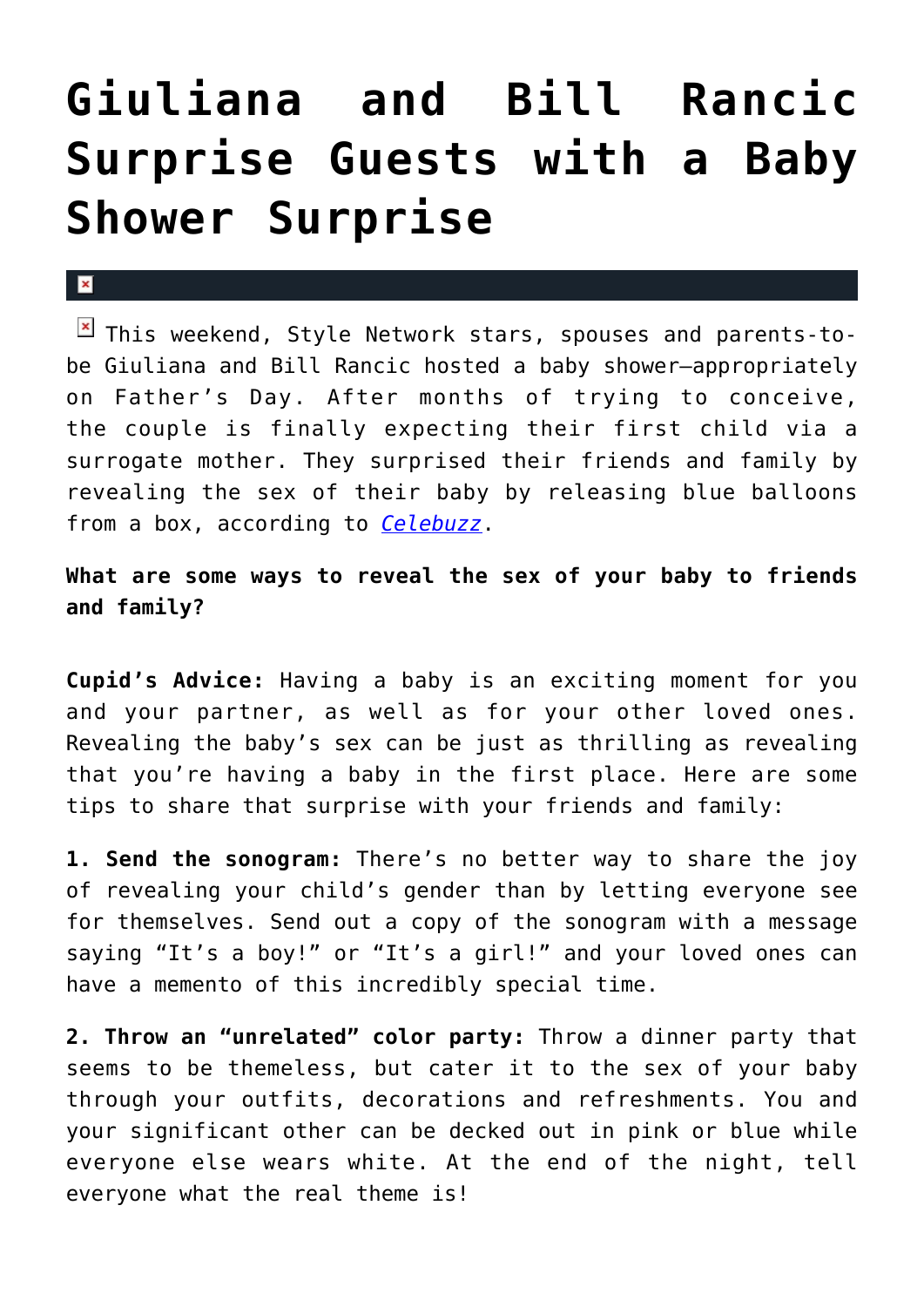# Giuliana and Bill Rancic Surprise Guests with a Baby Shower Surprise

This weekend, Style Network stars, spouses and parents-to-be Giuliana and Bill Rancic hosted a baby shower—appropriately on Father's Day. After months of trying to conceive, the couple is finally expecting their first child via a surrogate mother. They surprised their friends and family by revealing the sex of their baby by releasing blue balloons from a box, according to *Celebuzz*.

**What are some ways to reveal the sex of your baby to friends and family?**

**Cupid's Advice:** Having a baby is an exciting moment for you and your partner, as well as for your other loved ones. Revealing the baby's sex can be just as thrilling as revealing that you're having a baby in the first place. Here are some tips to share that surprise with your friends and family:

**1. Send the sonogram:** There's no better way to share the joy of revealing your child's gender than by letting everyone see for themselves. Send out a copy of the sonogram with a message saying "It's a boy!" or "It's a girl!" and your loved ones can have a memento of this incredibly special time.

**2. Throw an "unrelated" color party:** Throw a dinner party that seems to be themeless, but cater it to the sex of your baby through your outfits, decorations and refreshments. You and your significant other can be decked out in pink or blue while everyone else wears white. At the end of the night, tell everyone what the real theme is!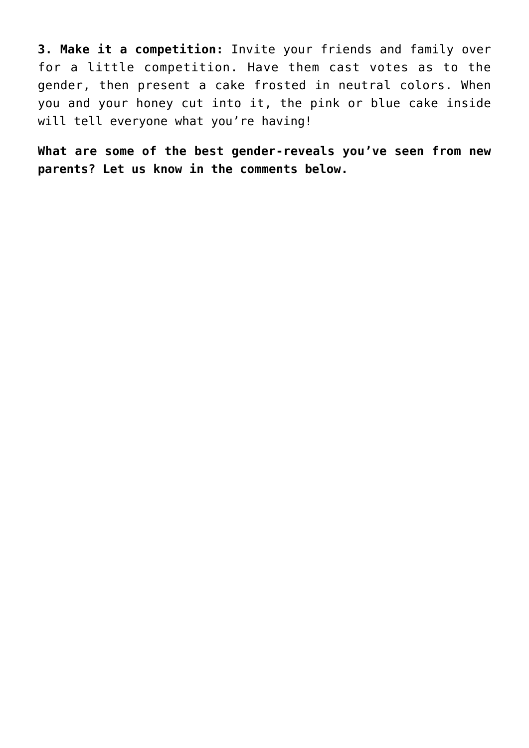**3. Make it a competition:** Invite your friends and family over for a little competition. Have them cast votes as to the gender, then present a cake frosted in neutral colors. When you and your honey cut into it, the pink or blue cake inside will tell everyone what you're having!

**What are some of the best gender-reveals you've seen from new parents? Let us know in the comments below.**